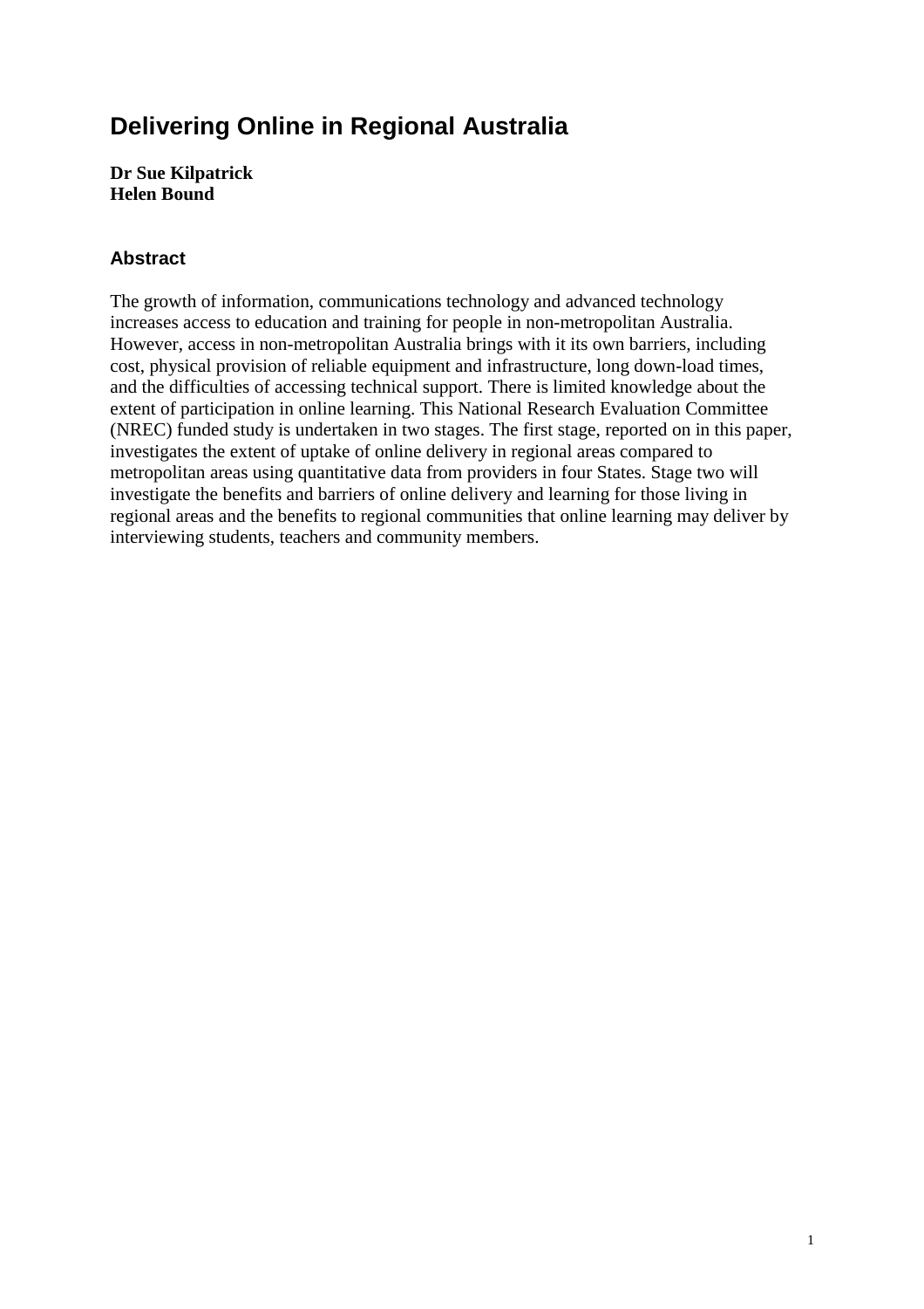# Delivering Online in Regional Australia

**Dr Sue Kilpatrick**
**Helen Bound**

## Abstract

The growth of information, communications technology and advanced technology increases access to education and training for people in non-metropolitan Australia. However, access in non-metropolitan Australia brings with it its own barriers, including cost, physical provision of reliable equipment and infrastructure, long down-load times, and the difficulties of accessing technical support. There is limited knowledge about the extent of participation in online learning. This National Research Evaluation Committee (NREC) funded study is undertaken in two stages. The first stage, reported on in this paper, investigates the extent of uptake of online delivery in regional areas compared to metropolitan areas using quantitative data from providers in four States. Stage two will investigate the benefits and barriers of online delivery and learning for those living in regional areas and the benefits to regional communities that online learning may deliver by interviewing students, teachers and community members.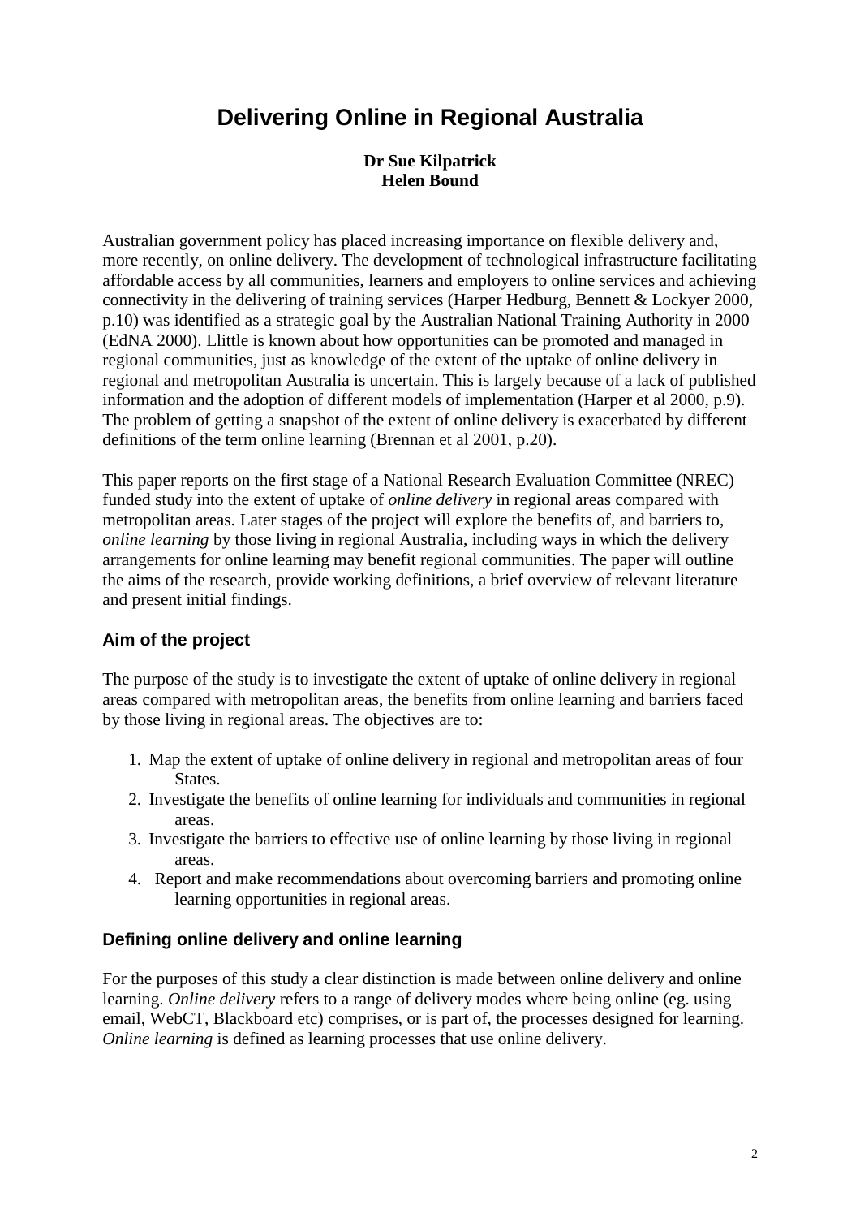# Delivering Online in Regional Australia

**Dr Sue Kilpatrick**
**Helen Bound**

Australian government policy has placed increasing importance on flexible delivery and, more recently, on online delivery. The development of technological infrastructure facilitating affordable access by all communities, learners and employers to online services and achieving connectivity in the delivering of training services (Harper Hedburg, Bennett & Lockyer 2000, p.10) was identified as a strategic goal by the Australian National Training Authority in 2000 (EdNA 2000). Llittle is known about how opportunities can be promoted and managed in regional communities, just as knowledge of the extent of the uptake of online delivery in regional and metropolitan Australia is uncertain. This is largely because of a lack of published information and the adoption of different models of implementation (Harper et al 2000, p.9). The problem of getting a snapshot of the extent of online delivery is exacerbated by different definitions of the term online learning (Brennan et al 2001, p.20).

This paper reports on the first stage of a National Research Evaluation Committee (NREC) funded study into the extent of uptake of *online delivery* in regional areas compared with metropolitan areas. Later stages of the project will explore the benefits of, and barriers to, *online learning* by those living in regional Australia, including ways in which the delivery arrangements for online learning may benefit regional communities. The paper will outline the aims of the research, provide working definitions, a brief overview of relevant literature and present initial findings.

## Aim of the project

The purpose of the study is to investigate the extent of uptake of online delivery in regional areas compared with metropolitan areas, the benefits from online learning and barriers faced by those living in regional areas. The objectives are to:

1. Map the extent of uptake of online delivery in regional and metropolitan areas of four States.
2. Investigate the benefits of online learning for individuals and communities in regional areas.
3. Investigate the barriers to effective use of online learning by those living in regional areas.
4. Report and make recommendations about overcoming barriers and promoting online learning opportunities in regional areas.

## Defining online delivery and online learning

For the purposes of this study a clear distinction is made between online delivery and online learning. *Online delivery* refers to a range of delivery modes where being online (eg. using email, WebCT, Blackboard etc) comprises, or is part of, the processes designed for learning. *Online learning* is defined as learning processes that use online delivery.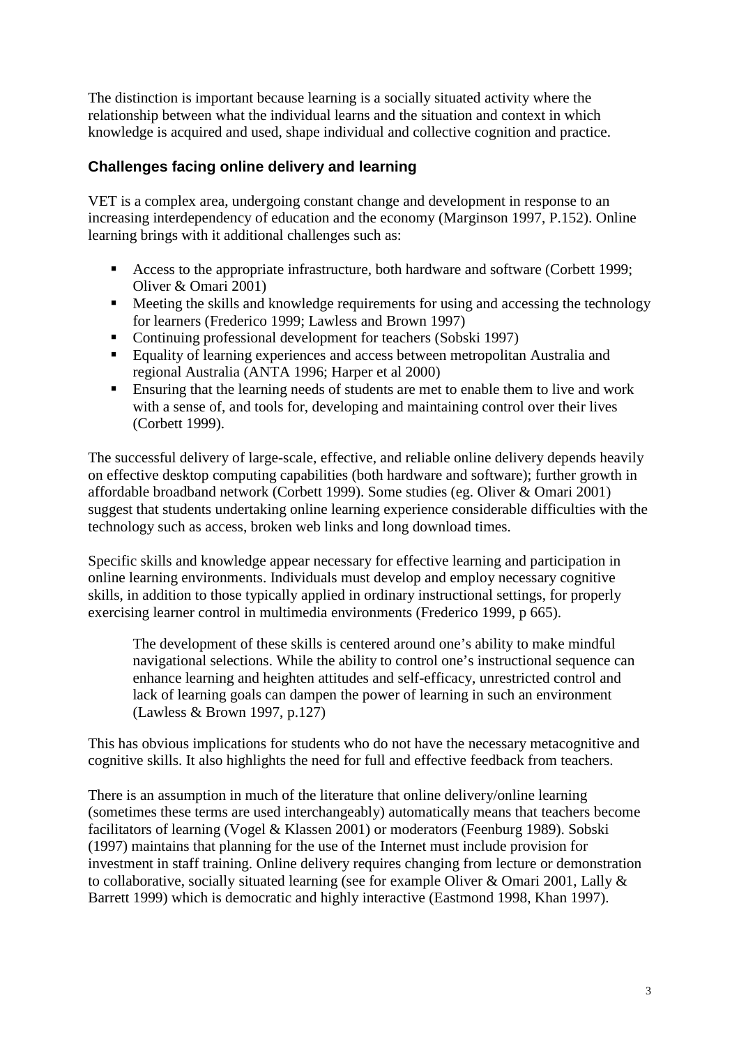The distinction is important because learning is a socially situated activity where the relationship between what the individual learns and the situation and context in which knowledge is acquired and used, shape individual and collective cognition and practice.

### Challenges facing online delivery and learning

VET is a complex area, undergoing constant change and development in response to an increasing interdependency of education and the economy (Marginson 1997, P.152). Online learning brings with it additional challenges such as:

- Access to the appropriate infrastructure, both hardware and software (Corbett 1999; Oliver & Omari 2001)
- Meeting the skills and knowledge requirements for using and accessing the technology for learners (Frederico 1999; Lawless and Brown 1997)
- Continuing professional development for teachers (Sobski 1997)
- Equality of learning experiences and access between metropolitan Australia and regional Australia (ANTA 1996; Harper et al 2000)
- Ensuring that the learning needs of students are met to enable them to live and work with a sense of, and tools for, developing and maintaining control over their lives (Corbett 1999).

The successful delivery of large-scale, effective, and reliable online delivery depends heavily on effective desktop computing capabilities (both hardware and software); further growth in affordable broadband network (Corbett 1999). Some studies (eg. Oliver & Omari 2001) suggest that students undertaking online learning experience considerable difficulties with the technology such as access, broken web links and long download times.

Specific skills and knowledge appear necessary for effective learning and participation in online learning environments. Individuals must develop and employ necessary cognitive skills, in addition to those typically applied in ordinary instructional settings, for properly exercising learner control in multimedia environments (Frederico 1999, p 665).

> The development of these skills is centered around one's ability to make mindful navigational selections. While the ability to control one's instructional sequence can enhance learning and heighten attitudes and self-efficacy, unrestricted control and lack of learning goals can dampen the power of learning in such an environment (Lawless & Brown 1997, p.127)

This has obvious implications for students who do not have the necessary metacognitive and cognitive skills. It also highlights the need for full and effective feedback from teachers.

There is an assumption in much of the literature that online delivery/online learning (sometimes these terms are used interchangeably) automatically means that teachers become facilitators of learning (Vogel & Klassen 2001) or moderators (Feenburg 1989). Sobski (1997) maintains that planning for the use of the Internet must include provision for investment in staff training. Online delivery requires changing from lecture or demonstration to collaborative, socially situated learning (see for example Oliver & Omari 2001, Lally & Barrett 1999) which is democratic and highly interactive (Eastmond 1998, Khan 1997).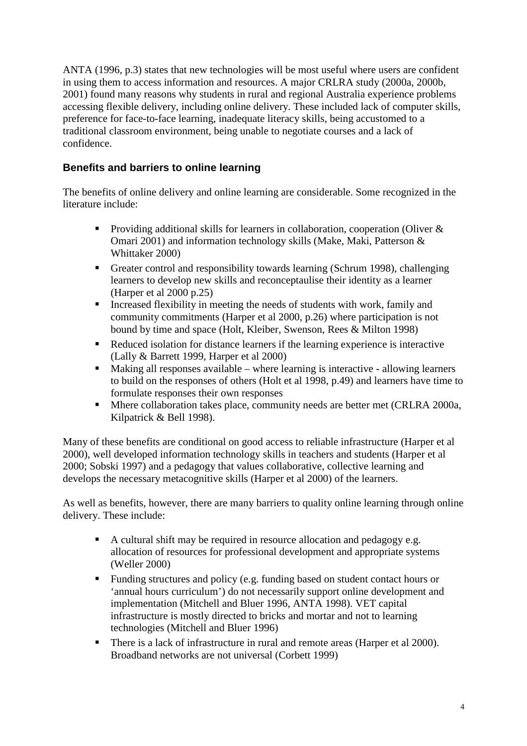ANTA (1996, p.3) states that new technologies will be most useful where users are confident in using them to access information and resources. A major CRLRA study (2000a, 2000b, 2001) found many reasons why students in rural and regional Australia experience problems accessing flexible delivery, including online delivery. These included lack of computer skills, preference for face-to-face learning, inadequate literacy skills, being accustomed to a traditional classroom environment, being unable to negotiate courses and a lack of confidence.

### Benefits and barriers to online learning

The benefits of online delivery and online learning are considerable. Some recognized in the literature include:

- Providing additional skills for learners in collaboration, cooperation (Oliver & Omari 2001) and information technology skills (Make, Maki, Patterson & Whittaker 2000)
- Greater control and responsibility towards learning (Schrum 1998), challenging learners to develop new skills and reconceptaulise their identity as a learner (Harper et al 2000 p.25)
- Increased flexibility in meeting the needs of students with work, family and community commitments (Harper et al 2000, p.26) where participation is not bound by time and space (Holt, Kleiber, Swenson, Rees & Milton 1998)
- Reduced isolation for distance learners if the learning experience is interactive (Lally & Barrett 1999, Harper et al 2000)
- Making all responses available – where learning is interactive - allowing learners to build on the responses of others (Holt et al 1998, p.49) and learners have time to formulate responses their own responses
- Mhere collaboration takes place, community needs are better met (CRLRA 2000a, Kilpatrick & Bell 1998).

Many of these benefits are conditional on good access to reliable infrastructure (Harper et al 2000), well developed information technology skills in teachers and students (Harper et al 2000; Sobski 1997) and a pedagogy that values collaborative, collective learning and develops the necessary metacognitive skills (Harper et al 2000) of the learners.

As well as benefits, however, there are many barriers to quality online learning through online delivery. These include:

- A cultural shift may be required in resource allocation and pedagogy e.g. allocation of resources for professional development and appropriate systems (Weller 2000)
- Funding structures and policy (e.g. funding based on student contact hours or 'annual hours curriculum') do not necessarily support online development and implementation (Mitchell and Bluer 1996, ANTA 1998). VET capital infrastructure is mostly directed to bricks and mortar and not to learning technologies (Mitchell and Bluer 1996)
- There is a lack of infrastructure in rural and remote areas (Harper et al 2000). Broadband networks are not universal (Corbett 1999)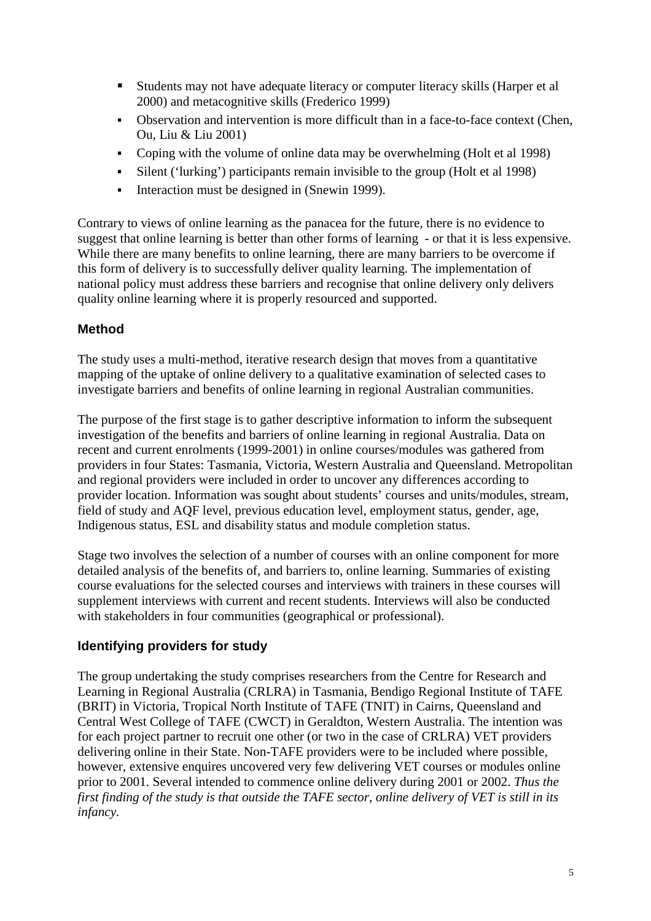- Students may not have adequate literacy or computer literacy skills (Harper et al 2000) and metacognitive skills (Frederico 1999)
- Observation and intervention is more difficult than in a face-to-face context (Chen, Ou, Liu & Liu 2001)
- Coping with the volume of online data may be overwhelming (Holt et al 1998)
- Silent ('lurking') participants remain invisible to the group (Holt et al 1998)
- Interaction must be designed in (Snewin 1999).

Contrary to views of online learning as the panacea for the future, there is no evidence to suggest that online learning is better than other forms of learning - or that it is less expensive. While there are many benefits to online learning, there are many barriers to be overcome if this form of delivery is to successfully deliver quality learning. The implementation of national policy must address these barriers and recognise that online delivery only delivers quality online learning where it is properly resourced and supported.

### Method

The study uses a multi-method, iterative research design that moves from a quantitative mapping of the uptake of online delivery to a qualitative examination of selected cases to investigate barriers and benefits of online learning in regional Australian communities.

The purpose of the first stage is to gather descriptive information to inform the subsequent investigation of the benefits and barriers of online learning in regional Australia. Data on recent and current enrolments (1999-2001) in online courses/modules was gathered from providers in four States: Tasmania, Victoria, Western Australia and Queensland. Metropolitan and regional providers were included in order to uncover any differences according to provider location. Information was sought about students' courses and units/modules, stream, field of study and AQF level, previous education level, employment status, gender, age, Indigenous status, ESL and disability status and module completion status.

Stage two involves the selection of a number of courses with an online component for more detailed analysis of the benefits of, and barriers to, online learning. Summaries of existing course evaluations for the selected courses and interviews with trainers in these courses will supplement interviews with current and recent students. Interviews will also be conducted with stakeholders in four communities (geographical or professional).

### Identifying providers for study

The group undertaking the study comprises researchers from the Centre for Research and Learning in Regional Australia (CRLRA) in Tasmania, Bendigo Regional Institute of TAFE (BRIT) in Victoria, Tropical North Institute of TAFE (TNIT) in Cairns, Queensland and Central West College of TAFE (CWCT) in Geraldton, Western Australia. The intention was for each project partner to recruit one other (or two in the case of CRLRA) VET providers delivering online in their State. Non-TAFE providers were to be included where possible, however, extensive enquires uncovered very few delivering VET courses or modules online prior to 2001. Several intended to commence online delivery during 2001 or 2002. *Thus the first finding of the study is that outside the TAFE sector, online delivery of VET is still in its infancy.*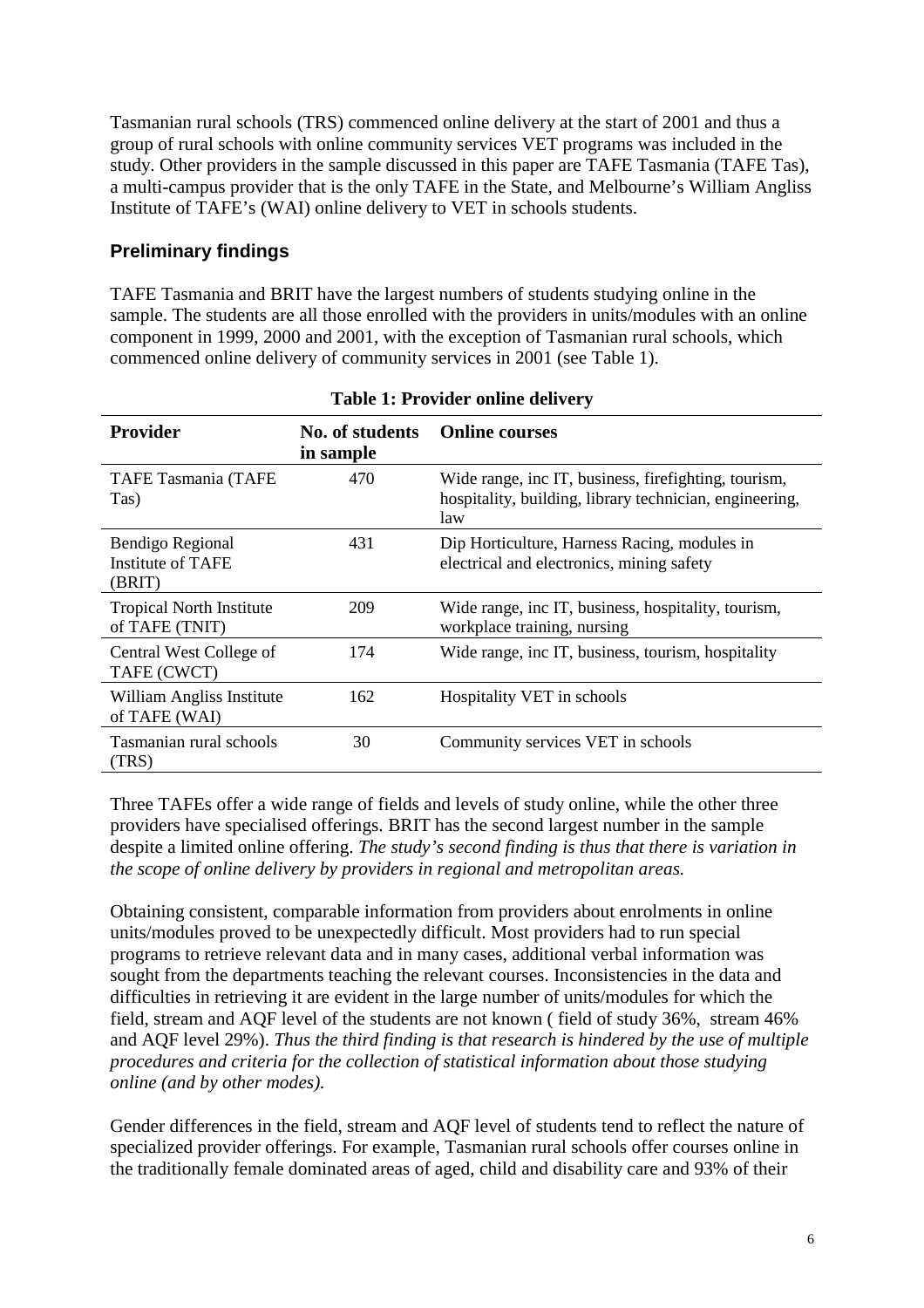Tasmanian rural schools (TRS) commenced online delivery at the start of 2001 and thus a group of rural schools with online community services VET programs was included in the study. Other providers in the sample discussed in this paper are TAFE Tasmania (TAFE Tas), a multi-campus provider that is the only TAFE in the State, and Melbourne's William Angliss Institute of TAFE's (WAI) online delivery to VET in schools students.

### Preliminary findings

TAFE Tasmania and BRIT have the largest numbers of students studying online in the sample. The students are all those enrolled with the providers in units/modules with an online component in 1999, 2000 and 2001, with the exception of Tasmanian rural schools, which commenced online delivery of community services in 2001 (see Table 1).

**Table 1: Provider online delivery**

| Provider | No. of students in sample | Online courses |
|---|---|---|
| TAFE Tasmania (TAFE Tas) | 470 | Wide range, inc IT, business, firefighting, tourism, hospitality, building, library technician, engineering, law |
| Bendigo Regional Institute of TAFE (BRIT) | 431 | Dip Horticulture, Harness Racing, modules in electrical and electronics, mining safety |
| Tropical North Institute of TAFE (TNIT) | 209 | Wide range, inc IT, business, hospitality, tourism, workplace training, nursing |
| Central West College of TAFE (CWCT) | 174 | Wide range, inc IT, business, tourism, hospitality |
| William Angliss Institute of TAFE (WAI) | 162 | Hospitality VET in schools |
| Tasmanian rural schools (TRS) | 30 | Community services VET in schools |

Three TAFEs offer a wide range of fields and levels of study online, while the other three providers have specialised offerings. BRIT has the second largest number in the sample despite a limited online offering. *The study's second finding is thus that there is variation in the scope of online delivery by providers in regional and metropolitan areas.*

Obtaining consistent, comparable information from providers about enrolments in online units/modules proved to be unexpectedly difficult. Most providers had to run special programs to retrieve relevant data and in many cases, additional verbal information was sought from the departments teaching the relevant courses. Inconsistencies in the data and difficulties in retrieving it are evident in the large number of units/modules for which the field, stream and AQF level of the students are not known ( field of study 36%, stream 46% and AQF level 29%). *Thus the third finding is that research is hindered by the use of multiple procedures and criteria for the collection of statistical information about those studying online (and by other modes).*

Gender differences in the field, stream and AQF level of students tend to reflect the nature of specialized provider offerings. For example, Tasmanian rural schools offer courses online in the traditionally female dominated areas of aged, child and disability care and 93% of their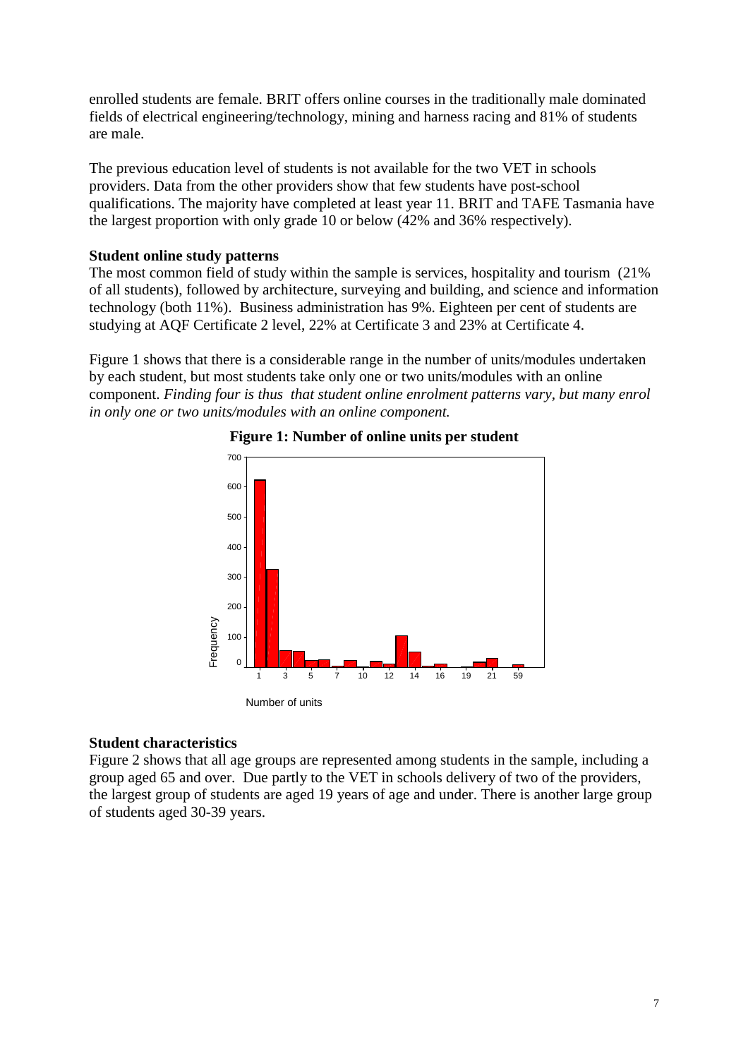enrolled students are female. BRIT offers online courses in the traditionally male dominated fields of electrical engineering/technology, mining and harness racing and 81% of students are male.

The previous education level of students is not available for the two VET in schools providers. Data from the other providers show that few students have post-school qualifications. The majority have completed at least year 11. BRIT and TAFE Tasmania have the largest proportion with only grade 10 or below (42% and 36% respectively).

**Student online study patterns**

The most common field of study within the sample is services, hospitality and tourism (21% of all students), followed by architecture, surveying and building, and science and information technology (both 11%). Business administration has 9%. Eighteen per cent of students are studying at AQF Certificate 2 level, 22% at Certificate 3 and 23% at Certificate 4.

Figure 1 shows that there is a considerable range in the number of units/modules undertaken by each student, but most students take only one or two units/modules with an online component. *Finding four is thus that student online enrolment patterns vary, but many enrol in only one or two units/modules with an online component.*

**Figure 1: Number of online units per student**

**Student characteristics**

Figure 2 shows that all age groups are represented among students in the sample, including a group aged 65 and over. Due partly to the VET in schools delivery of two of the providers, the largest group of students are aged 19 years of age and under. There is another large group of students aged 30-39 years.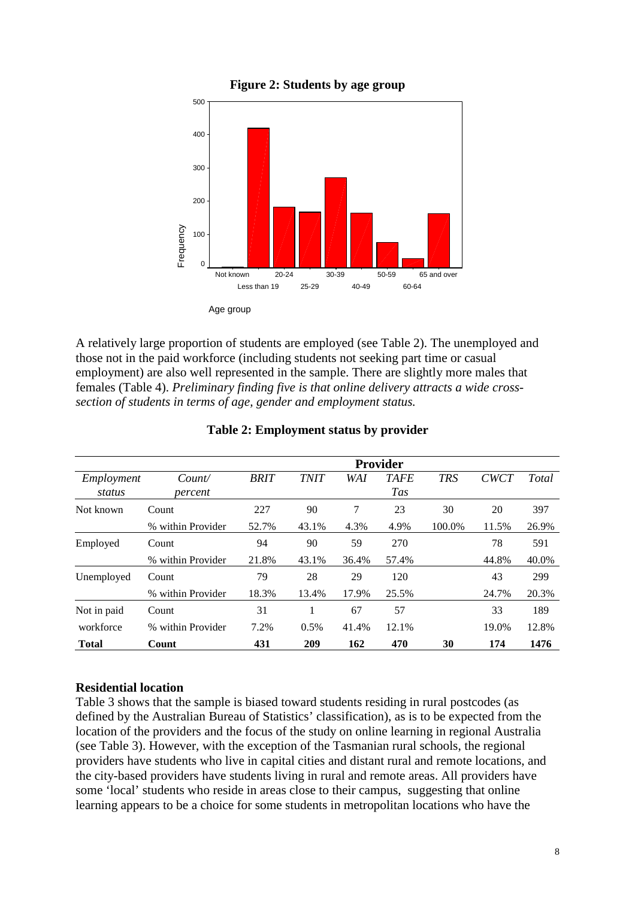**Figure 2: Students by age group**

A relatively large proportion of students are employed (see Table 2). The unemployed and those not in the paid workforce (including students not seeking part time or casual employment) are also well represented in the sample. There are slightly more males that females (Table 4). *Preliminary finding five is that online delivery attracts a wide cross-section of students in terms of age, gender and employment status.*

**Table 2: Employment status by provider**

| | | Provider | | | | | | |
|---|---|---|---|---|---|---|---|---|
| *Employment status* | *Count/ percent* | *BRIT* | *TNIT* | *WAI* | *TAFE Tas* | *TRS* | *CWCT* | *Total* |
| Not known | Count | 227 | 90 | 7 | 23 | 30 | 20 | 397 |
| | % within Provider | 52.7% | 43.1% | 4.3% | 4.9% | 100.0% | 11.5% | 26.9% |
| Employed | Count | 94 | 90 | 59 | 270 | | 78 | 591 |
| | % within Provider | 21.8% | 43.1% | 36.4% | 57.4% | | 44.8% | 40.0% |
| Unemployed | Count | 79 | 28 | 29 | 120 | | 43 | 299 |
| | % within Provider | 18.3% | 13.4% | 17.9% | 25.5% | | 24.7% | 20.3% |
| Not in paid workforce | Count | 31 | 1 | 67 | 57 | | 33 | 189 |
| | % within Provider | 7.2% | 0.5% | 41.4% | 12.1% | | 19.0% | 12.8% |
| **Total** | **Count** | **431** | **209** | **162** | **470** | **30** | **174** | **1476** |

### Residential location

Table 3 shows that the sample is biased toward students residing in rural postcodes (as defined by the Australian Bureau of Statistics' classification), as is to be expected from the location of the providers and the focus of the study on online learning in regional Australia (see Table 3). However, with the exception of the Tasmanian rural schools, the regional providers have students who live in capital cities and distant rural and remote locations, and the city-based providers have students living in rural and remote areas. All providers have some 'local' students who reside in areas close to their campus, suggesting that online learning appears to be a choice for some students in metropolitan locations who have the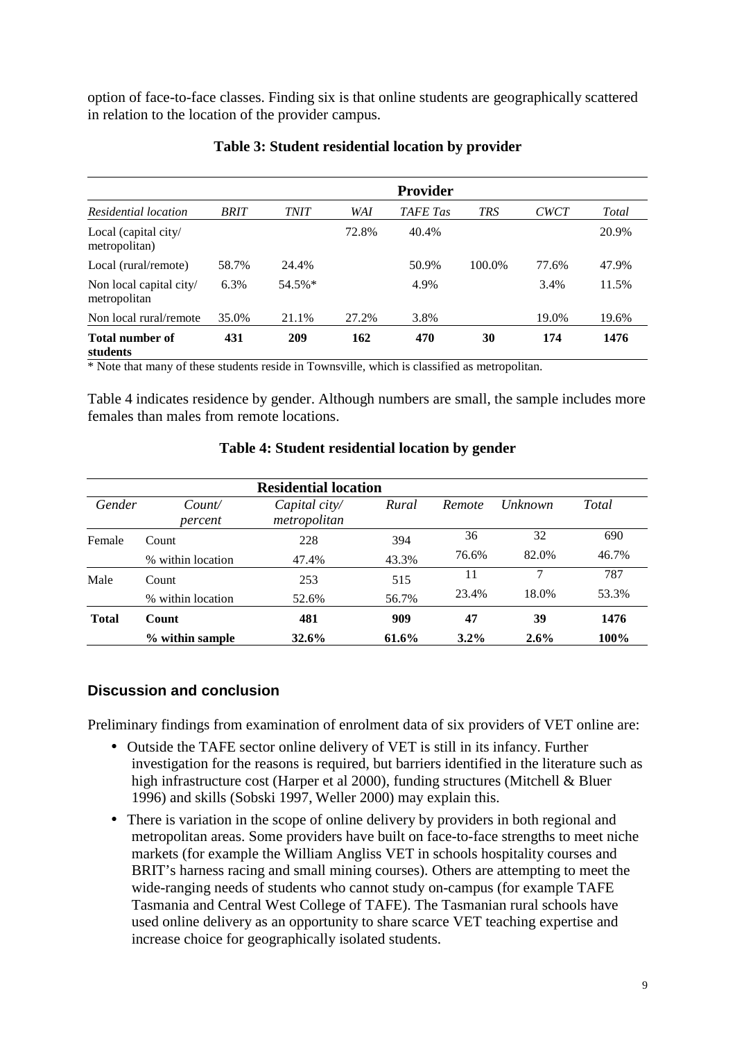option of face-to-face classes. Finding six is that online students are geographically scattered in relation to the location of the provider campus.

**Table 3: Student residential location by provider**

| | Provider | | | | | | |
|---|---|---|---|---|---|---|---|
| *Residential location* | *BRIT* | *TNIT* | *WAI* | *TAFE Tas* | *TRS* | *CWCT* | *Total* |
| Local (capital city/ metropolitan) | | | 72.8% | 40.4% | | | 20.9% |
| Local (rural/remote) | 58.7% | 24.4% | | 50.9% | 100.0% | 77.6% | 47.9% |
| Non local capital city/ metropolitan | 6.3% | 54.5%* | | 4.9% | | 3.4% | 11.5% |
| Non local rural/remote | 35.0% | 21.1% | 27.2% | 3.8% | | 19.0% | 19.6% |
| **Total number of students** | **431** | **209** | **162** | **470** | **30** | **174** | **1476** |

* Note that many of these students reside in Townsville, which is classified as metropolitan.

Table 4 indicates residence by gender. Although numbers are small, the sample includes more females than males from remote locations.

**Table 4: Student residential location by gender**

| | | Residential location | | | | |
|---|---|---|---|---|---|---|
| *Gender* | *Count/ percent* | *Capital city/ metropolitan* | *Rural* | *Remote* | *Unknown* | *Total* |
| Female | Count | 228 | 394 | 36 | 32 | 690 |
| | % within location | 47.4% | 43.3% | 76.6% | 82.0% | 46.7% |
| Male | Count | 253 | 515 | 11 | 7 | 787 |
| | % within location | 52.6% | 56.7% | 23.4% | 18.0% | 53.3% |
| **Total** | **Count** | **481** | **909** | **47** | **39** | **1476** |
| | **% within sample** | **32.6%** | **61.6%** | **3.2%** | **2.6%** | **100%** |

## Discussion and conclusion

Preliminary findings from examination of enrolment data of six providers of VET online are:

- Outside the TAFE sector online delivery of VET is still in its infancy. Further investigation for the reasons is required, but barriers identified in the literature such as high infrastructure cost (Harper et al 2000), funding structures (Mitchell & Bluer 1996) and skills (Sobski 1997, Weller 2000) may explain this.
- There is variation in the scope of online delivery by providers in both regional and metropolitan areas. Some providers have built on face-to-face strengths to meet niche markets (for example the William Angliss VET in schools hospitality courses and BRIT's harness racing and small mining courses). Others are attempting to meet the wide-ranging needs of students who cannot study on-campus (for example TAFE Tasmania and Central West College of TAFE). The Tasmanian rural schools have used online delivery as an opportunity to share scarce VET teaching expertise and increase choice for geographically isolated students.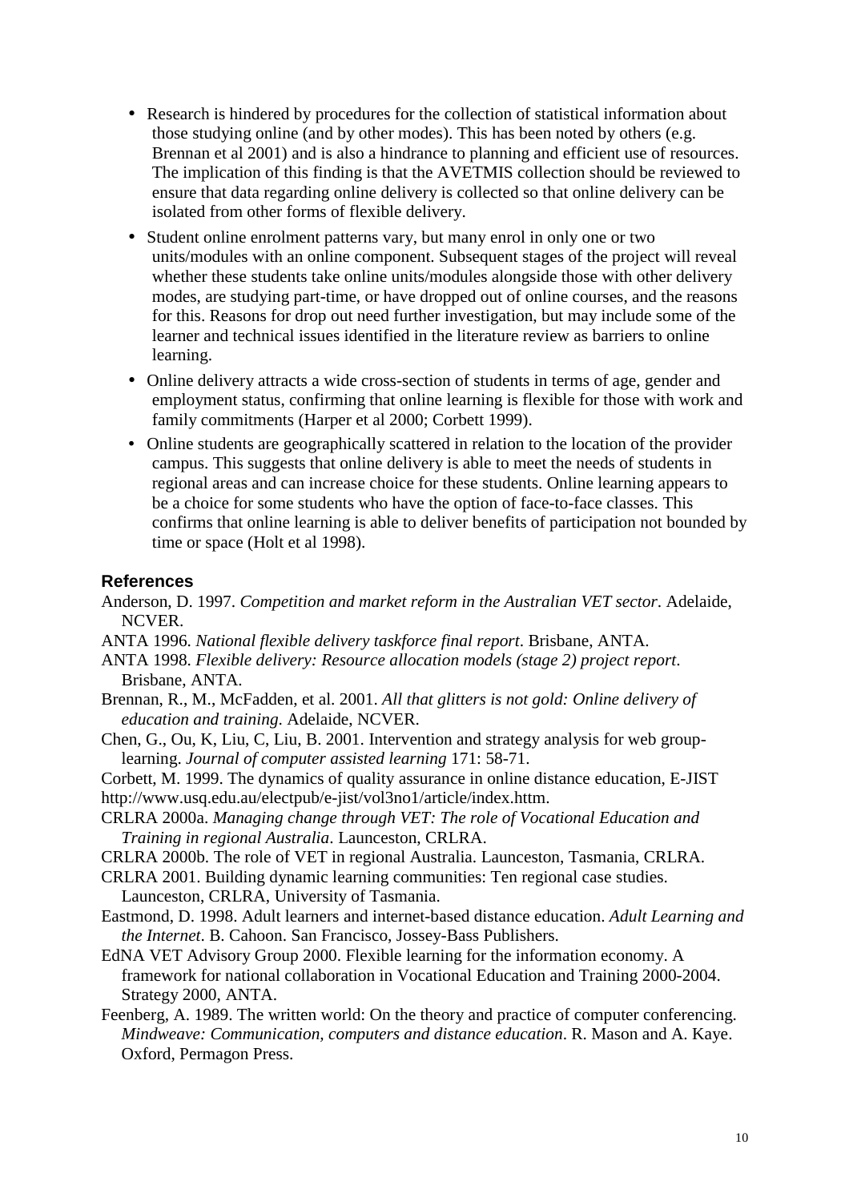- Research is hindered by procedures for the collection of statistical information about those studying online (and by other modes). This has been noted by others (e.g. Brennan et al 2001) and is also a hindrance to planning and efficient use of resources. The implication of this finding is that the AVETMIS collection should be reviewed to ensure that data regarding online delivery is collected so that online delivery can be isolated from other forms of flexible delivery.
- Student online enrolment patterns vary, but many enrol in only one or two units/modules with an online component. Subsequent stages of the project will reveal whether these students take online units/modules alongside those with other delivery modes, are studying part-time, or have dropped out of online courses, and the reasons for this. Reasons for drop out need further investigation, but may include some of the learner and technical issues identified in the literature review as barriers to online learning.
- Online delivery attracts a wide cross-section of students in terms of age, gender and employment status, confirming that online learning is flexible for those with work and family commitments (Harper et al 2000; Corbett 1999).
- Online students are geographically scattered in relation to the location of the provider campus. This suggests that online delivery is able to meet the needs of students in regional areas and can increase choice for these students. Online learning appears to be a choice for some students who have the option of face-to-face classes. This confirms that online learning is able to deliver benefits of participation not bounded by time or space (Holt et al 1998).

## References

Anderson, D. 1997. *Competition and market reform in the Australian VET sector*. Adelaide, NCVER.

ANTA 1996. *National flexible delivery taskforce final report*. Brisbane, ANTA.

ANTA 1998. *Flexible delivery: Resource allocation models (stage 2) project report*. Brisbane, ANTA.

Brennan, R., M., McFadden, et al. 2001. *All that glitters is not gold: Online delivery of education and training*. Adelaide, NCVER.

Chen, G., Ou, K, Liu, C, Liu, B. 2001. Intervention and strategy analysis for web group-learning. *Journal of computer assisted learning* 171: 58-71.

Corbett, M. 1999. The dynamics of quality assurance in online distance education, E-JIST http://www.usq.edu.au/electpub/e-jist/vol3no1/article/index.httm.

CRLRA 2000a. *Managing change through VET: The role of Vocational Education and Training in regional Australia*. Launceston, CRLRA.

CRLRA 2000b. The role of VET in regional Australia. Launceston, Tasmania, CRLRA.

CRLRA 2001. Building dynamic learning communities: Ten regional case studies. Launceston, CRLRA, University of Tasmania.

Eastmond, D. 1998. Adult learners and internet-based distance education. *Adult Learning and the Internet*. B. Cahoon. San Francisco, Jossey-Bass Publishers.

EdNA VET Advisory Group 2000. Flexible learning for the information economy. A framework for national collaboration in Vocational Education and Training 2000-2004. Strategy 2000, ANTA.

Feenberg, A. 1989. The written world: On the theory and practice of computer conferencing. *Mindweave: Communication, computers and distance education*. R. Mason and A. Kaye. Oxford, Permagon Press.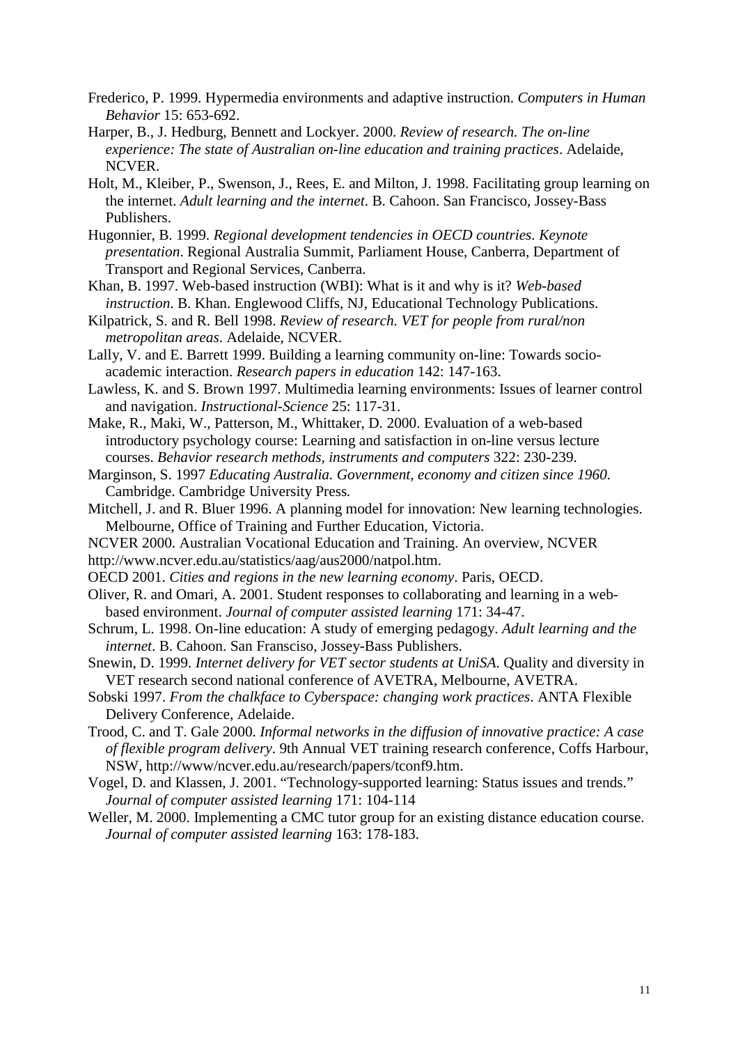Frederico, P. 1999. Hypermedia environments and adaptive instruction. *Computers in Human Behavior* 15: 653-692.

Harper, B., J. Hedburg, Bennett and Lockyer. 2000. *Review of research. The on-line experience: The state of Australian on-line education and training practices*. Adelaide, NCVER.

Holt, M., Kleiber, P., Swenson, J., Rees, E. and Milton, J. 1998. Facilitating group learning on the internet. *Adult learning and the internet*. B. Cahoon. San Francisco, Jossey-Bass Publishers.

Hugonnier, B. 1999. *Regional development tendencies in OECD countries. Keynote presentation*. Regional Australia Summit, Parliament House, Canberra, Department of Transport and Regional Services, Canberra.

Khan, B. 1997. Web-based instruction (WBI): What is it and why is it? *Web-based instruction*. B. Khan. Englewood Cliffs, NJ, Educational Technology Publications.

Kilpatrick, S. and R. Bell 1998. *Review of research. VET for people from rural/non metropolitan areas*. Adelaide, NCVER.

Lally, V. and E. Barrett 1999. Building a learning community on-line: Towards socio-academic interaction. *Research papers in education* 142: 147-163.

Lawless, K. and S. Brown 1997. Multimedia learning environments: Issues of learner control and navigation. *Instructional-Science* 25: 117-31.

Make, R., Maki, W., Patterson, M., Whittaker, D. 2000. Evaluation of a web-based introductory psychology course: Learning and satisfaction in on-line versus lecture courses. *Behavior research methods, instruments and computers* 322: 230-239.

Marginson, S. 1997 *Educating Australia. Government, economy and citizen since 1960.* Cambridge. Cambridge University Press*.*

Mitchell, J. and R. Bluer 1996. A planning model for innovation: New learning technologies. Melbourne, Office of Training and Further Education, Victoria.

NCVER 2000. Australian Vocational Education and Training. An overview, NCVER http://www.ncver.edu.au/statistics/aag/aus2000/natpol.htm.

OECD 2001. *Cities and regions in the new learning economy*. Paris, OECD.

Oliver, R. and Omari, A. 2001. Student responses to collaborating and learning in a web-based environment. *Journal of computer assisted learning* 171: 34-47.

Schrum, L. 1998. On-line education: A study of emerging pedagogy. *Adult learning and the internet*. B. Cahoon. San Fransciso, Jossey-Bass Publishers.

Snewin, D. 1999. *Internet delivery for VET sector students at UniSA*. Quality and diversity in VET research second national conference of AVETRA, Melbourne, AVETRA.

Sobski 1997. *From the chalkface to Cyberspace: changing work practices*. ANTA Flexible Delivery Conference, Adelaide.

Trood, C. and T. Gale 2000. *Informal networks in the diffusion of innovative practice: A case of flexible program delivery*. 9th Annual VET training research conference, Coffs Harbour, NSW, http://www/ncver.edu.au/research/papers/tconf9.htm.

Vogel, D. and Klassen, J. 2001. "Technology-supported learning: Status issues and trends." *Journal of computer assisted learning* 171: 104-114

Weller, M. 2000. Implementing a CMC tutor group for an existing distance education course. *Journal of computer assisted learning* 163: 178-183.